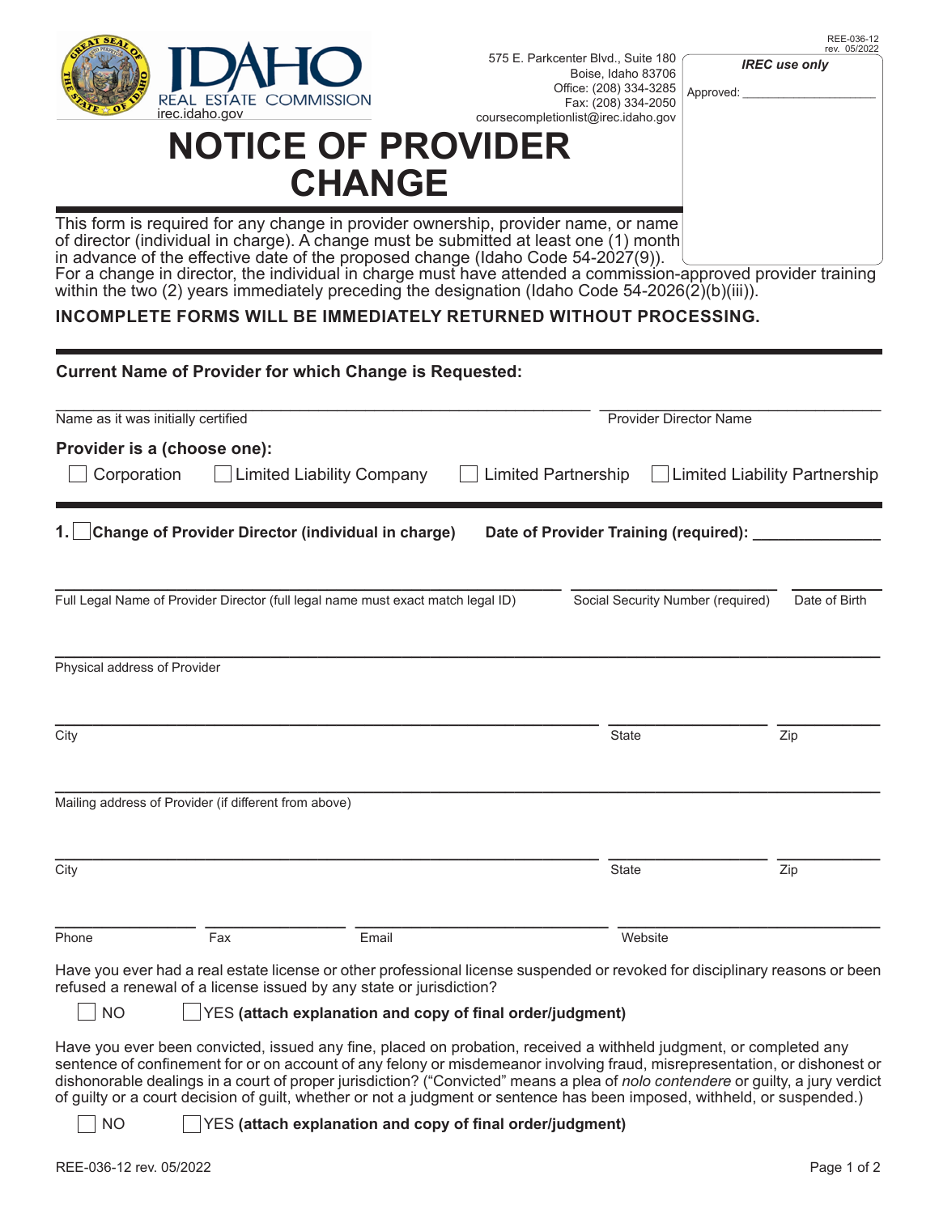REE-036-12
rev. 05/2022

IDAHO REAL ESTATE COMMISSION
irec.idaho.gov

575 E. Parkcenter Blvd., Suite 180
Boise, Idaho 83706
Office: (208) 334-3285
Fax: (208) 334-2050
coursecompletionlist@irec.idaho.gov

*IREC use only*

Approved: ____________________

# NOTICE OF PROVIDER CHANGE

This form is required for any change in provider ownership, provider name, or name of director (individual in charge). A change must be submitted at least one (1) month in advance of the effective date of the proposed change (Idaho Code 54-2027(9)). For a change in director, the individual in charge must have attended a commission-approved provider training within the two (2) years immediately preceding the designation (Idaho Code 54-2026(2)(b)(iii)).

**INCOMPLETE FORMS WILL BE IMMEDIATELY RETURNED WITHOUT PROCESSING.**

---

**Current Name of Provider for which Change is Requested:**

______________________________ ______________________________
Name as it was initially certified | Provider Director Name

**Provider is a (choose one):**

☐ Corporation ☐ Limited Liability Company ☐ Limited Partnership ☐ Limited Liability Partnership

---

**1.** ☐ **Change of Provider Director (individual in charge)** **Date of Provider Training (required):** ______________

______________________________ ______________________________ ______________
Full Legal Name of Provider Director (full legal name must exact match legal ID) | Social Security Number (required) | Date of Birth

______________________________
Physical address of Provider

______________________________ ______________ ______________
City | State | Zip

______________________________
Mailing address of Provider (if different from above)

______________________________ ______________ ______________
City | State | Zip

______________ ______________ ______________ ______________
Phone | Fax | Email | Website

Have you ever had a real estate license or other professional license suspended or revoked for disciplinary reasons or been refused a renewal of a license issued by any state or jurisdiction?

☐ NO ☐ YES **(attach explanation and copy of final order/judgment)**

Have you ever been convicted, issued any fine, placed on probation, received a withheld judgment, or completed any sentence of confinement for or on account of any felony or misdemeanor involving fraud, misrepresentation, or dishonest or dishonorable dealings in a court of proper jurisdiction? ("Convicted" means a plea of *nolo contendere* or guilty, a jury verdict of guilty or a court decision of guilt, whether or not a judgment or sentence has been imposed, withheld, or suspended.)

☐ NO ☐ YES **(attach explanation and copy of final order/judgment)**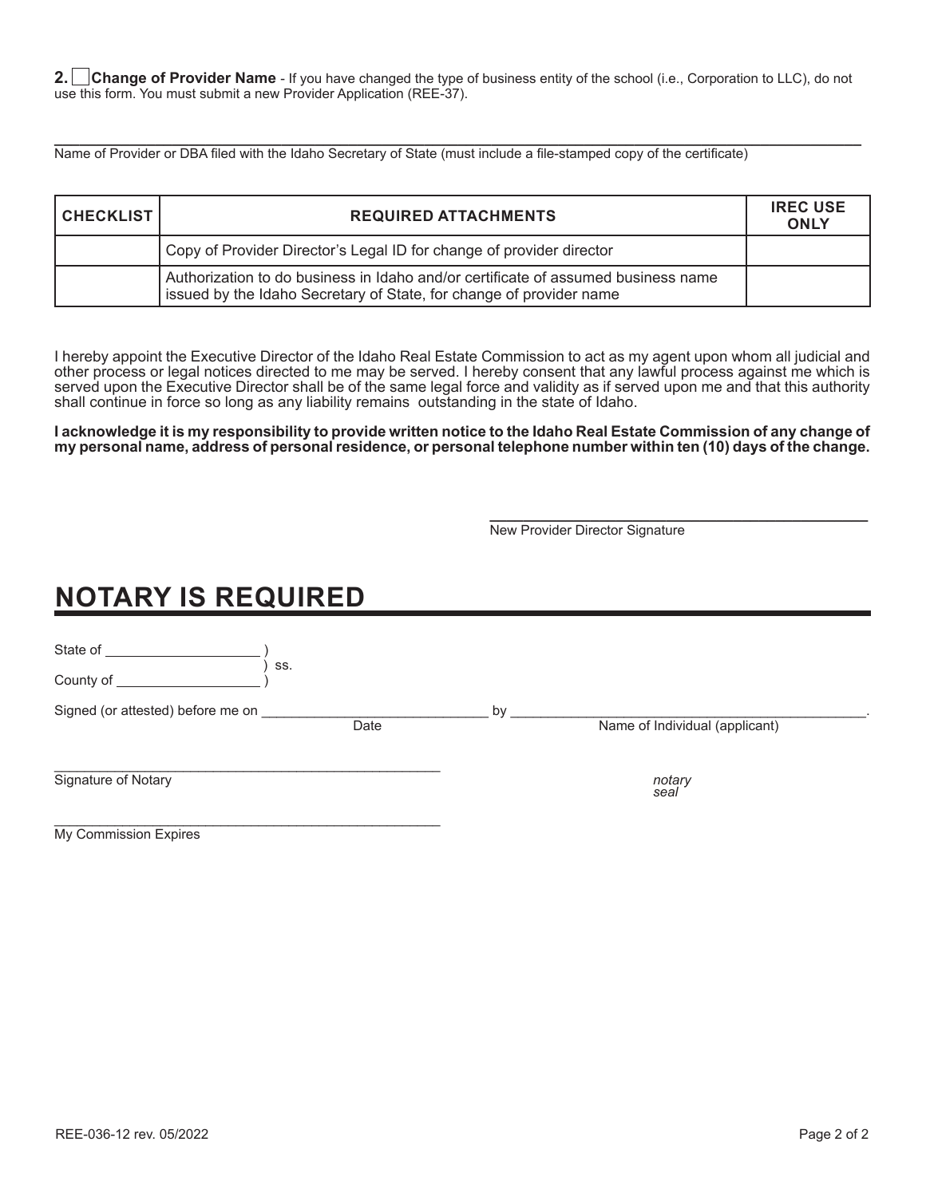**2.** ☐ **Change of Provider Name** - If you have changed the type of business entity of the school (i.e., Corporation to LLC), do not use this form. You must submit a new Provider Application (REE-37).

\_\_\_\_\_\_\_\_\_\_\_\_\_\_\_\_\_\_\_\_\_\_\_\_\_\_\_\_\_\_\_\_\_\_\_\_\_\_\_\_\_\_\_\_\_\_\_\_\_\_\_\_\_\_\_\_\_\_\_\_
Name of Provider or DBA filed with the Idaho Secretary of State (must include a file-stamped copy of the certificate)

| CHECKLIST | REQUIRED ATTACHMENTS | IREC USE ONLY |
|---|---|---|
| | Copy of Provider Director's Legal ID for change of provider director | |
| | Authorization to do business in Idaho and/or certificate of assumed business name issued by the Idaho Secretary of State, for change of provider name | |

I hereby appoint the Executive Director of the Idaho Real Estate Commission to act as my agent upon whom all judicial and other process or legal notices directed to me may be served. I hereby consent that any lawful process against me which is served upon the Executive Director shall be of the same legal force and validity as if served upon me and that this authority shall continue in force so long as any liability remains outstanding in the state of Idaho.

**I acknowledge it is my responsibility to provide written notice to the Idaho Real Estate Commission of any change of my personal name, address of personal residence, or personal telephone number within ten (10) days of the change.**

\_\_\_\_\_\_\_\_\_\_\_\_\_\_\_\_\_\_\_\_\_\_\_\_\_\_\_\_\_\_\_\_\_\_\_\_
New Provider Director Signature

## NOTARY IS REQUIRED

State of \_\_\_\_\_\_\_\_\_\_\_\_\_\_\_\_\_\_\_\_ )
) ss.
County of \_\_\_\_\_\_\_\_\_\_\_\_\_\_\_\_\_\_\_\_ )

Signed (or attested) before me on \_\_\_\_\_\_\_\_\_\_\_\_\_\_\_\_\_\_\_\_\_\_\_\_\_\_\_\_\_\_ by \_\_\_\_\_\_\_\_\_\_\_\_\_\_\_\_\_\_\_\_\_\_\_\_\_\_\_\_\_\_\_\_\_\_\_\_\_\_\_\_.
Date | Name of Individual (applicant)

\_\_\_\_\_\_\_\_\_\_\_\_\_\_\_\_\_\_\_\_\_\_\_\_\_\_\_\_\_\_\_\_\_\_\_\_\_\_\_\_\_\_\_\_\_\_\_\_\_\_
Signature of Notary

*notary seal*

\_\_\_\_\_\_\_\_\_\_\_\_\_\_\_\_\_\_\_\_\_\_\_\_\_\_\_\_\_\_\_\_\_\_\_\_\_\_\_\_\_\_\_\_\_\_\_\_\_\_
My Commission Expires

REE-036-12 rev. 05/2022